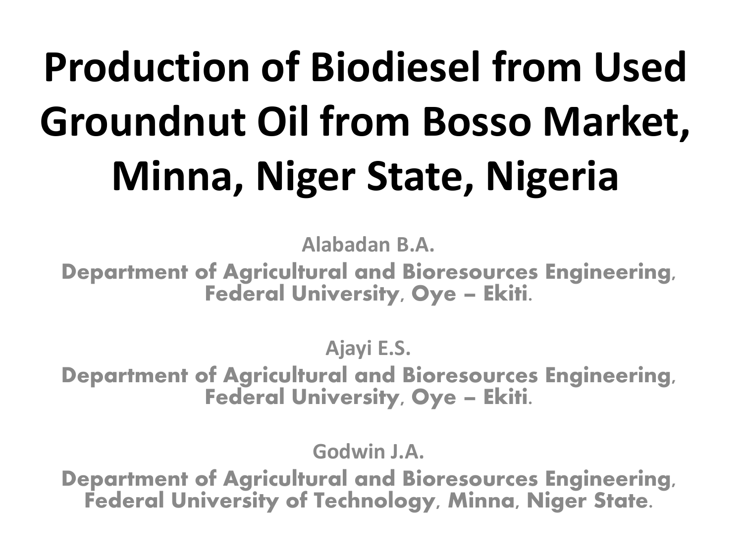# Production of Biodiesel from Used Groundnut Oil from Bosso Market, Minna, Niger State, Nigeria

**Alabadan B.A.**

**Department of Agricultural and Bioresources Engineering, Federal University, Oye – Ekiti.**

**Ajayi E.S.**

**Department of Agricultural and Bioresources Engineering, Federal University, Oye – Ekiti.**

**Godwin J.A.**

**Department of Agricultural and Bioresources Engineering, Federal University of Technology, Minna, Niger State.**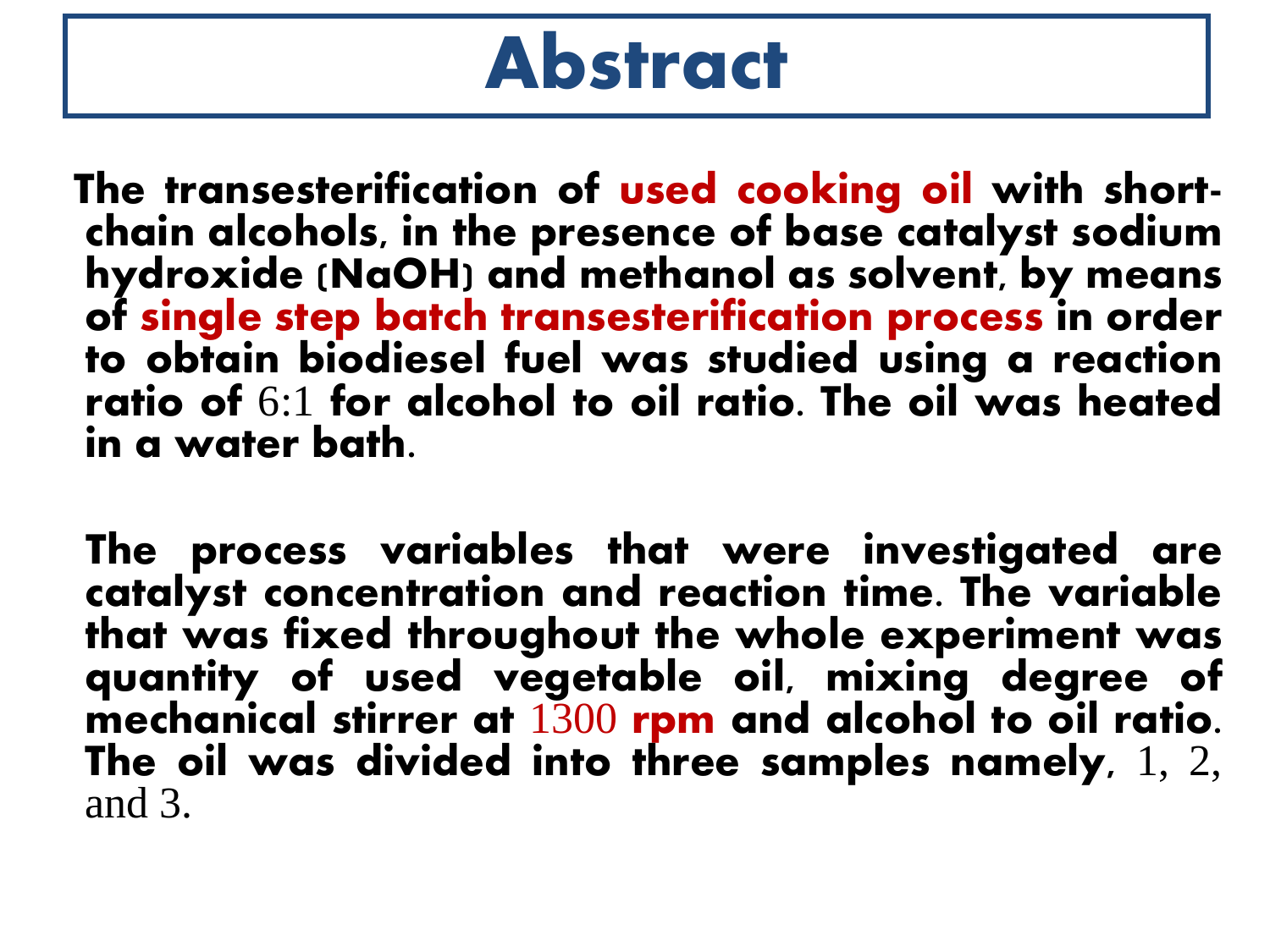# Abstract

The transesterification of used cooking oil with short-chain alcohols, in the presence of base catalyst sodium hydroxide (NaOH) and methanol as solvent, by means of single step batch transesterification process in order to obtain biodiesel fuel was studied using a reaction ratio of 6:1 for alcohol to oil ratio. The oil was heated in a water bath.

The process variables that were investigated are catalyst concentration and reaction time. The variable that was fixed throughout the whole experiment was quantity of used vegetable oil, mixing degree of mechanical stirrer at 1300 rpm and alcohol to oil ratio. The oil was divided into three samples namely, 1, 2, and 3.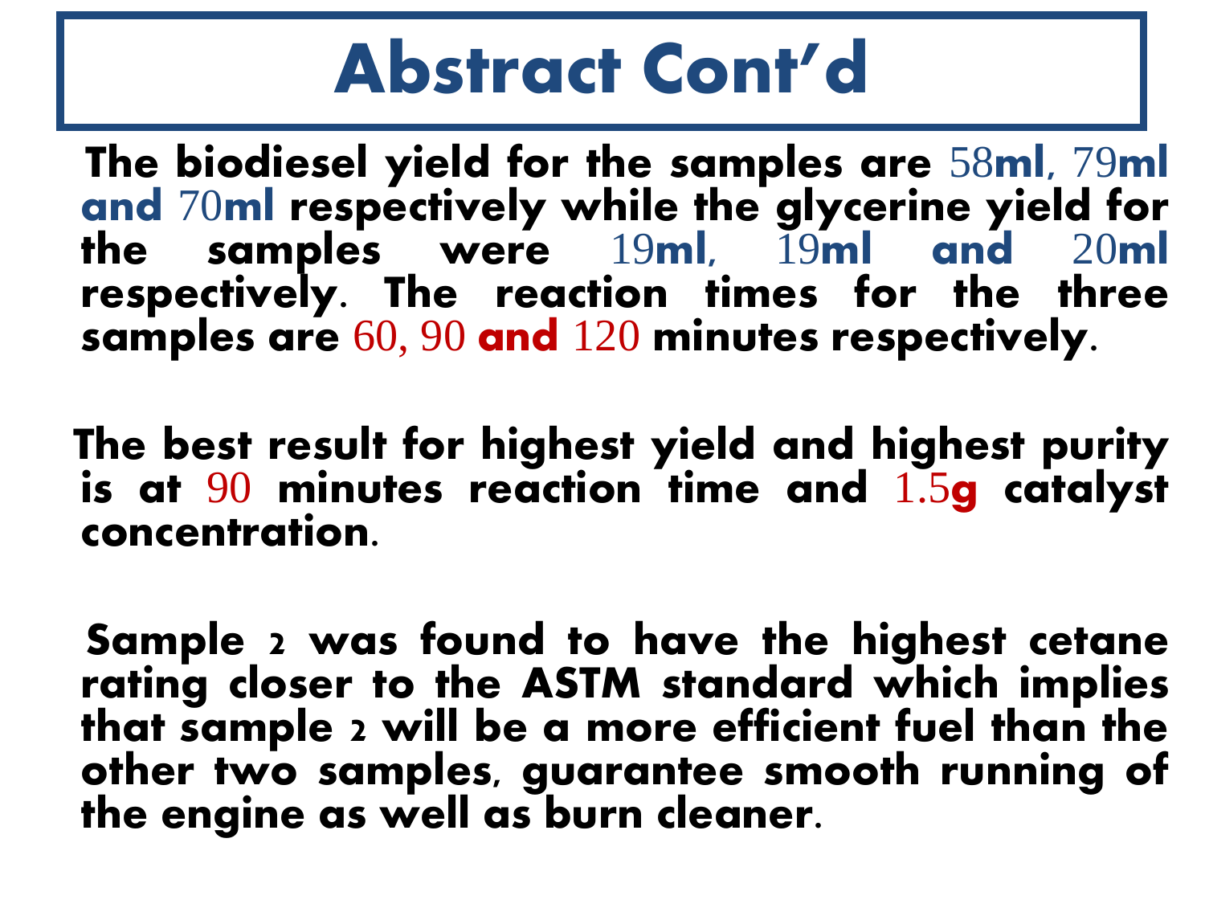# Abstract Cont'd

The biodiesel yield for the samples are 58ml, 79ml and 70ml respectively while the glycerine yield for the samples were 19ml, 19ml and 20ml respectively. The reaction times for the three samples are 60, 90 and 120 minutes respectively.

The best result for highest yield and highest purity is at 90 minutes reaction time and 1.5g catalyst concentration.

Sample 2 was found to have the highest cetane rating closer to the ASTM standard which implies that sample 2 will be a more efficient fuel than the other two samples, guarantee smooth running of the engine as well as burn cleaner.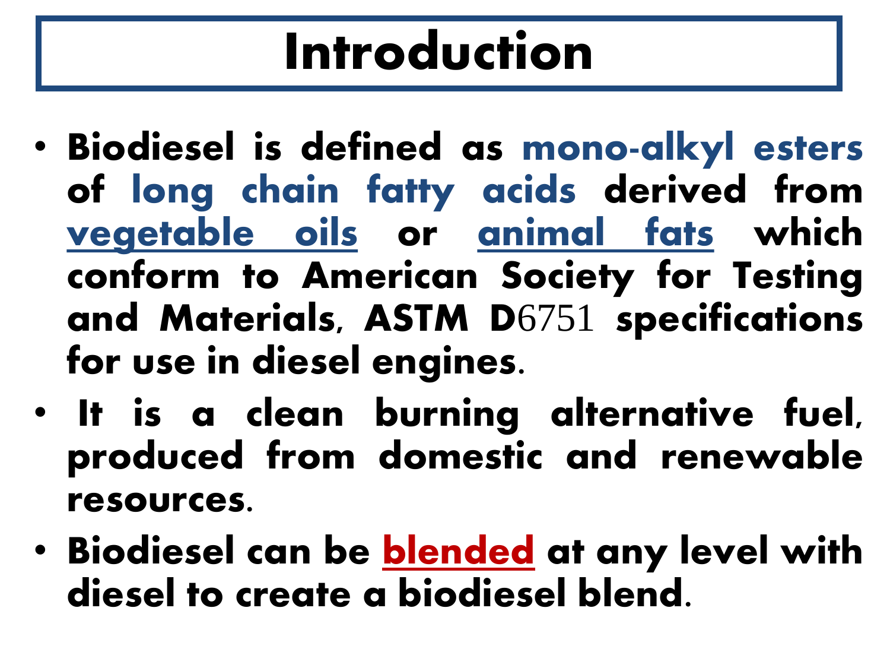# Introduction

- **Biodiesel is defined as mono-alkyl esters of long chain fatty acids derived from vegetable oils or animal fats which conform to American Society for Testing and Materials, ASTM D6751 specifications for use in diesel engines.**
- **It is a clean burning alternative fuel, produced from domestic and renewable resources.**
- **Biodiesel can be blended at any level with diesel to create a biodiesel blend.**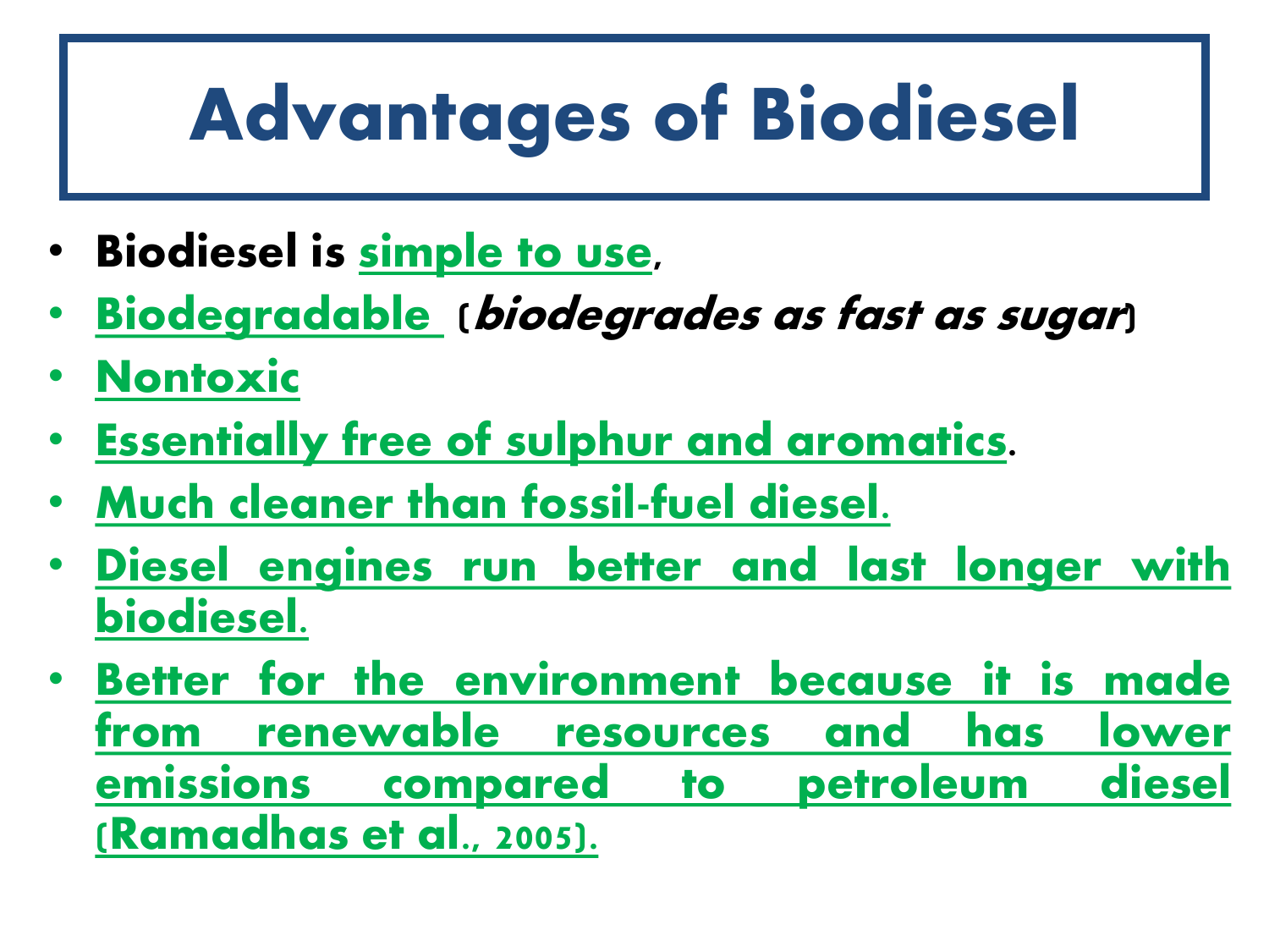# Advantages of Biodiesel

- **Biodiesel is simple to use,**
- **Biodegradable** (***biodegrades as fast as sugar***)
- **Nontoxic**
- **Essentially free of sulphur and aromatics.**
- **Much cleaner than fossil-fuel diesel.**
- **Diesel engines run better and last longer with biodiesel.**
- **Better for the environment because it is made from renewable resources and has lower emissions compared to petroleum diesel (Ramadhas et al., 2005).**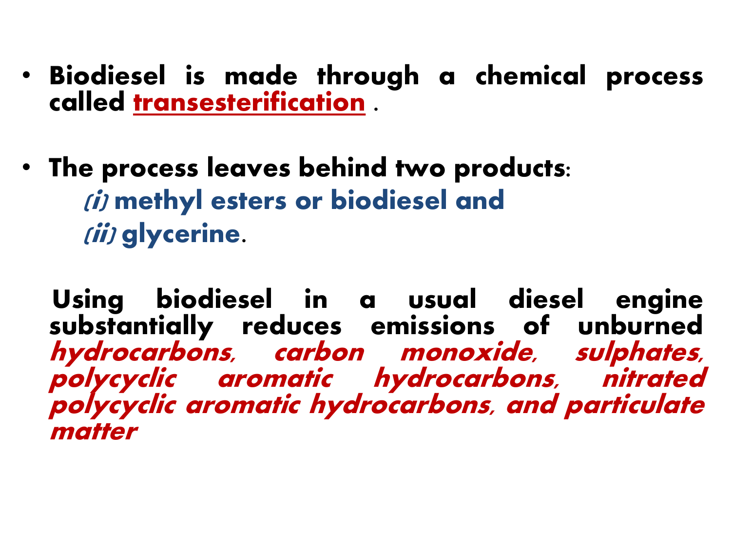- **Biodiesel is made through a chemical process called transesterification .**

- **The process leaves behind two products:**
  - *(i)* **methyl esters or biodiesel and**
  - *(ii)* **glycerine**.

**Using biodiesel in a usual diesel engine substantially reduces emissions of unburned** ***hydrocarbons, carbon monoxide, sulphates, polycyclic aromatic hydrocarbons, nitrated polycyclic aromatic hydrocarbons, and particulate matter***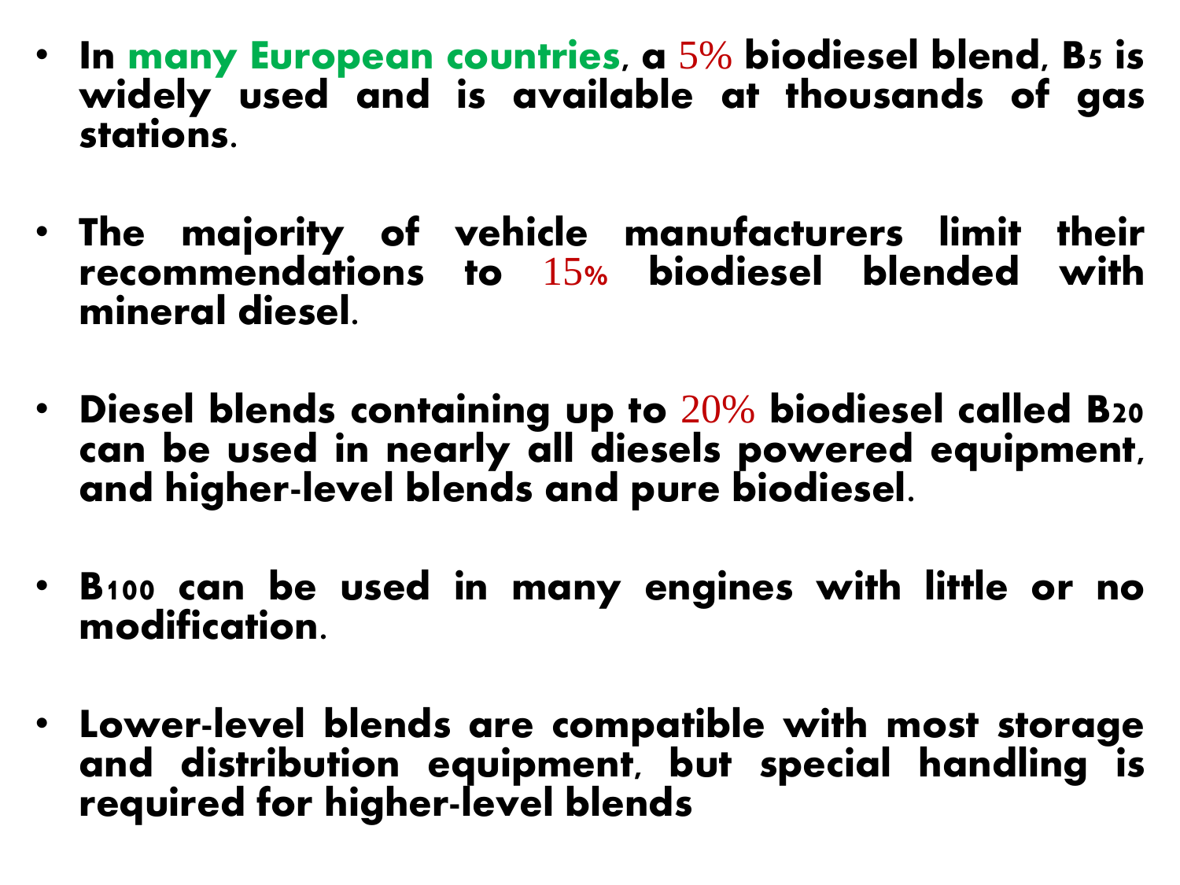- **In many European countries, a 5% biodiesel blend, B5 is widely used and is available at thousands of gas stations.**

- **The majority of vehicle manufacturers limit their recommendations to 15% biodiesel blended with mineral diesel.**

- **Diesel blends containing up to 20% biodiesel called B20 can be used in nearly all diesels powered equipment, and higher-level blends and pure biodiesel.**

- **B100 can be used in many engines with little or no modification.**

- **Lower-level blends are compatible with most storage and distribution equipment, but special handling is required for higher-level blends**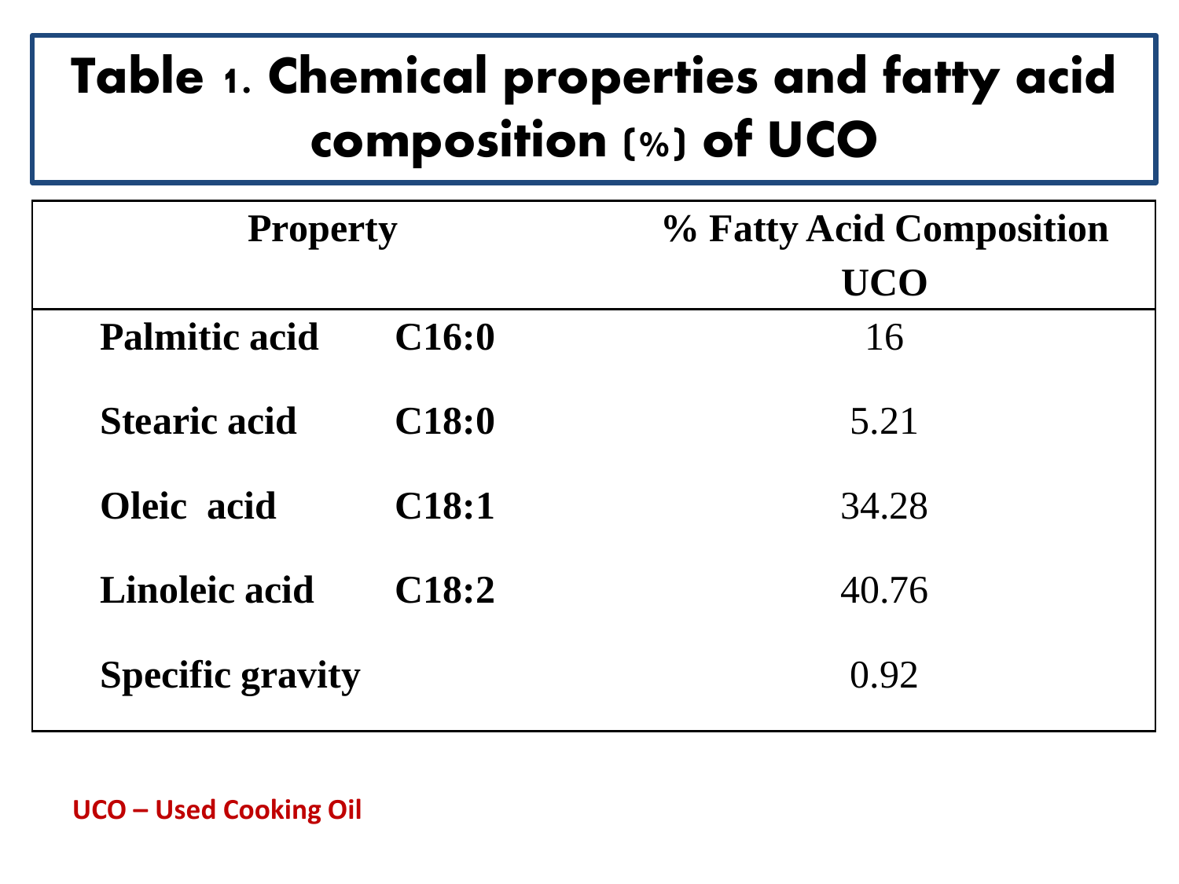# Table 1. Chemical properties and fatty acid composition (%) of UCO

| Property | | % Fatty Acid Composition UCO |
|---|---|---|
| **Palmitic acid** | **C16:0** | 16 |
| **Stearic acid** | **C18:0** | 5.21 |
| **Oleic acid** | **C18:1** | 34.28 |
| **Linoleic acid** | **C18:2** | 40.76 |
| **Specific gravity** | | 0.92 |

**UCO – Used Cooking Oil**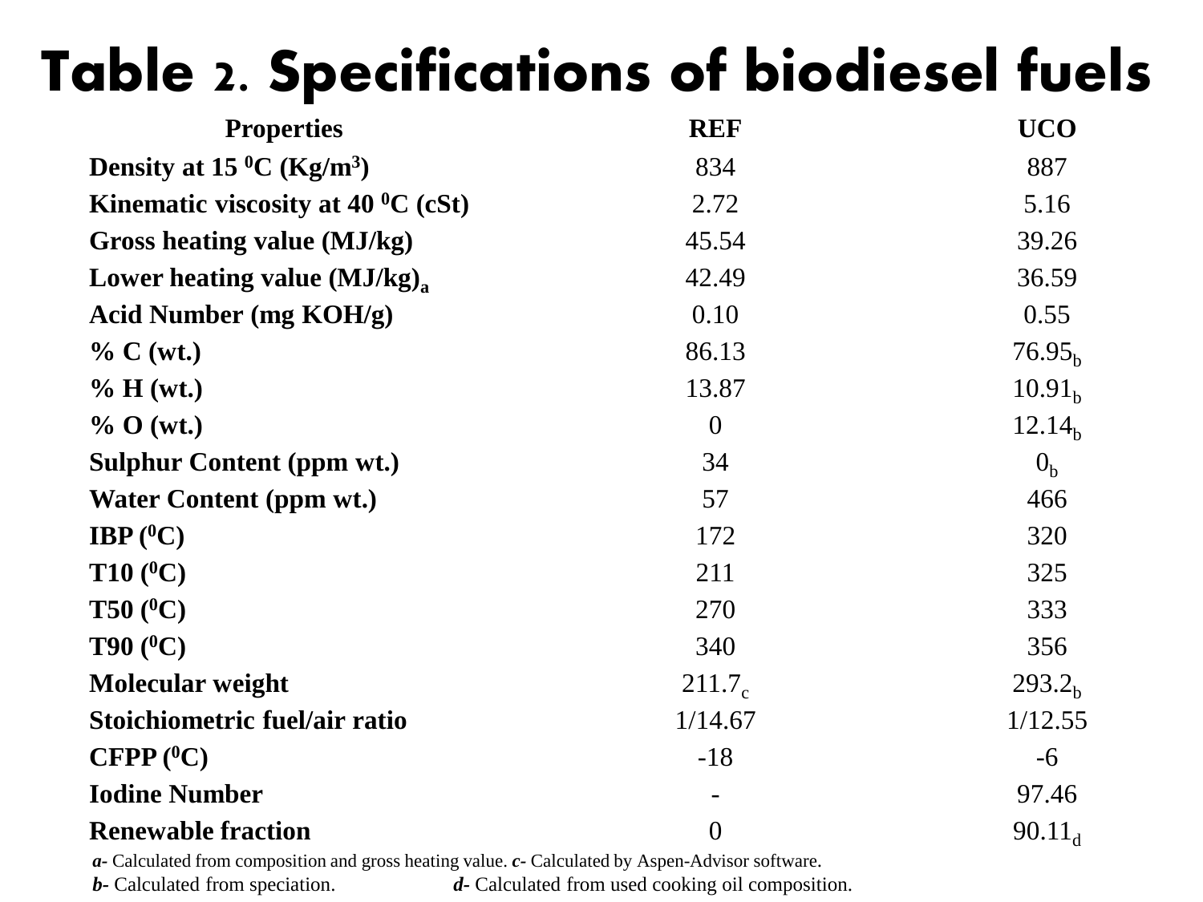# Table 2. Specifications of biodiesel fuels

| Properties | REF | UCO |
|---|---|---|
| **Density at 15 $^0$C (Kg/m$^3$)** | 834 | 887 |
| **Kinematic viscosity at 40 $^0$C (cSt)** | 2.72 | 5.16 |
| **Gross heating value (MJ/kg)** | 45.54 | 39.26 |
| **Lower heating value (MJ/kg)$_a$** | 42.49 | 36.59 |
| **Acid Number (mg KOH/g)** | 0.10 | 0.55 |
| **% C (wt.)** | 86.13 | 76.95$_b$ |
| **% H (wt.)** | 13.87 | 10.91$_b$ |
| **% O (wt.)** | 0 | 12.14$_b$ |
| **Sulphur Content (ppm wt.)** | 34 | 0$_b$ |
| **Water Content (ppm wt.)** | 57 | 466 |
| **IBP ($^0$C)** | 172 | 320 |
| **T10 ($^0$C)** | 211 | 325 |
| **T50 ($^0$C)** | 270 | 333 |
| **T90 ($^0$C)** | 340 | 356 |
| **Molecular weight** | 211.7$_c$ | 293.2$_b$ |
| **Stoichiometric fuel/air ratio** | 1/14.67 | 1/12.55 |
| **CFPP ($^0$C)** | -18 | -6 |
| **Iodine Number** | - | 97.46 |
| **Renewable fraction** | 0 | 90.11$_d$ |

***a***- Calculated from composition and gross heating value. ***c***- Calculated by Aspen-Advisor software.
***b***- Calculated from speciation. ***d***- Calculated from used cooking oil composition.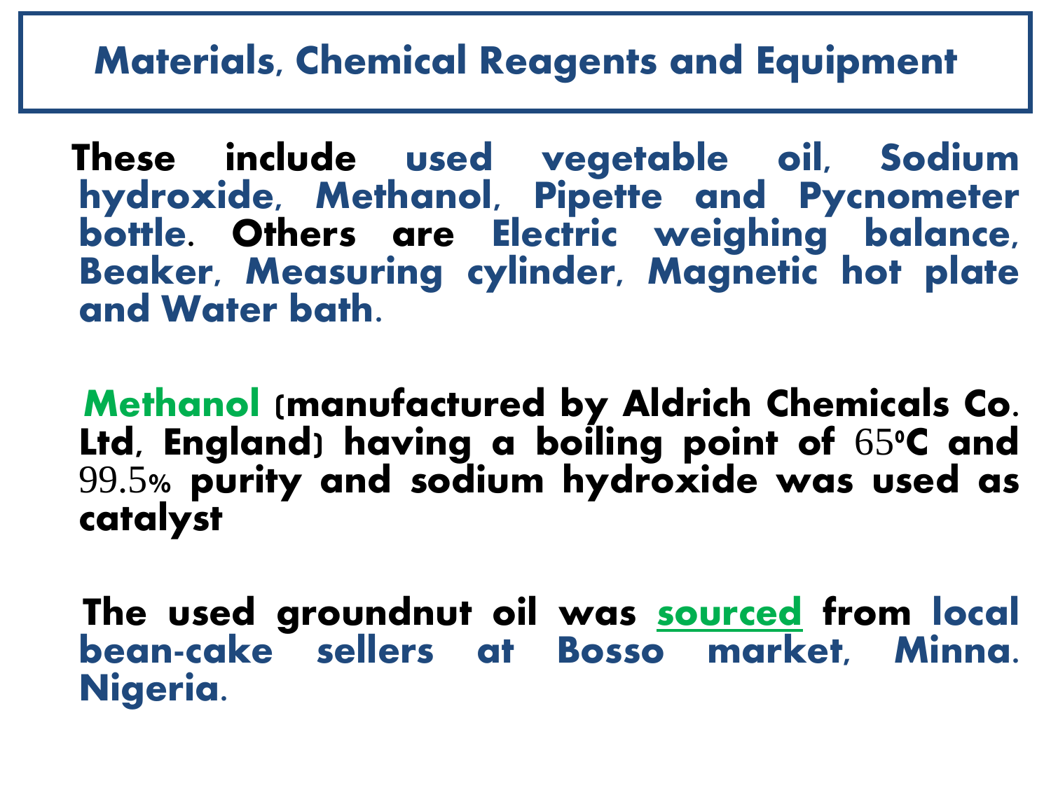# Materials, Chemical Reagents and Equipment

These include used vegetable oil, Sodium hydroxide, Methanol, Pipette and Pycnometer bottle. Others are Electric weighing balance, Beaker, Measuring cylinder, Magnetic hot plate and Water bath.

Methanol (manufactured by Aldrich Chemicals Co. Ltd, England) having a boiling point of 65⁰C and 99.5% purity and sodium hydroxide was used as catalyst

The used groundnut oil was sourced from local bean-cake sellers at Bosso market, Minna. Nigeria.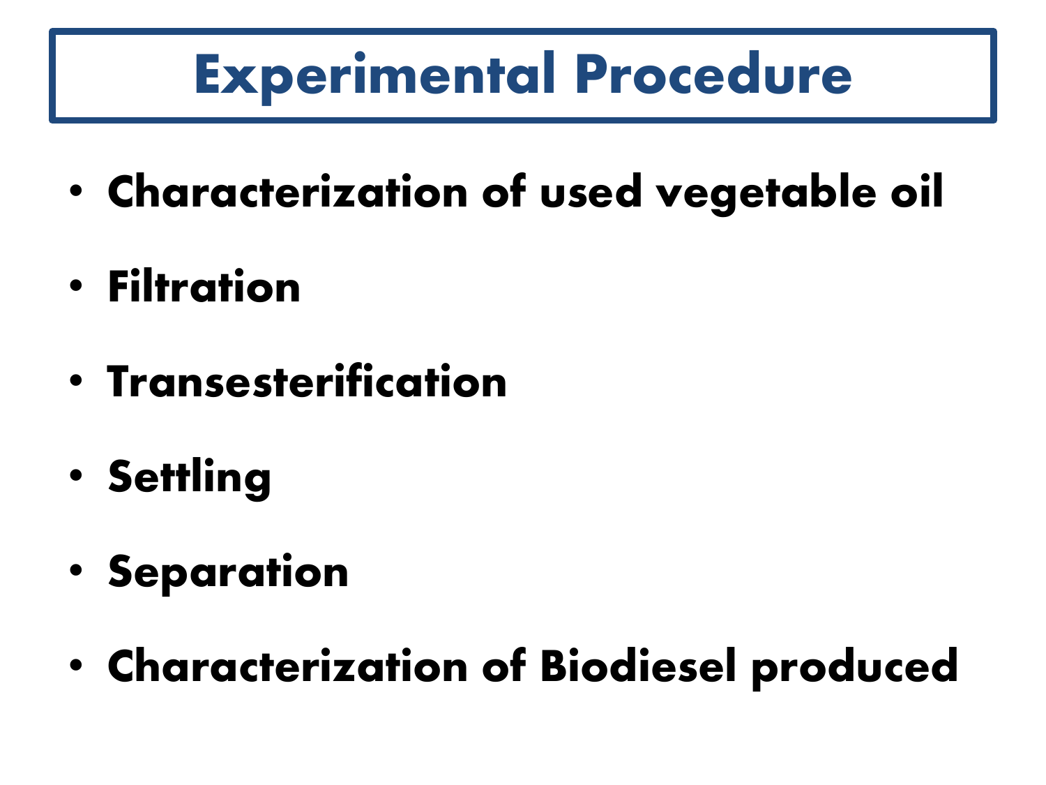# Experimental Procedure

- **Characterization of used vegetable oil**
- **Filtration**
- **Transesterification**
- **Settling**
- **Separation**
- **Characterization of Biodiesel produced**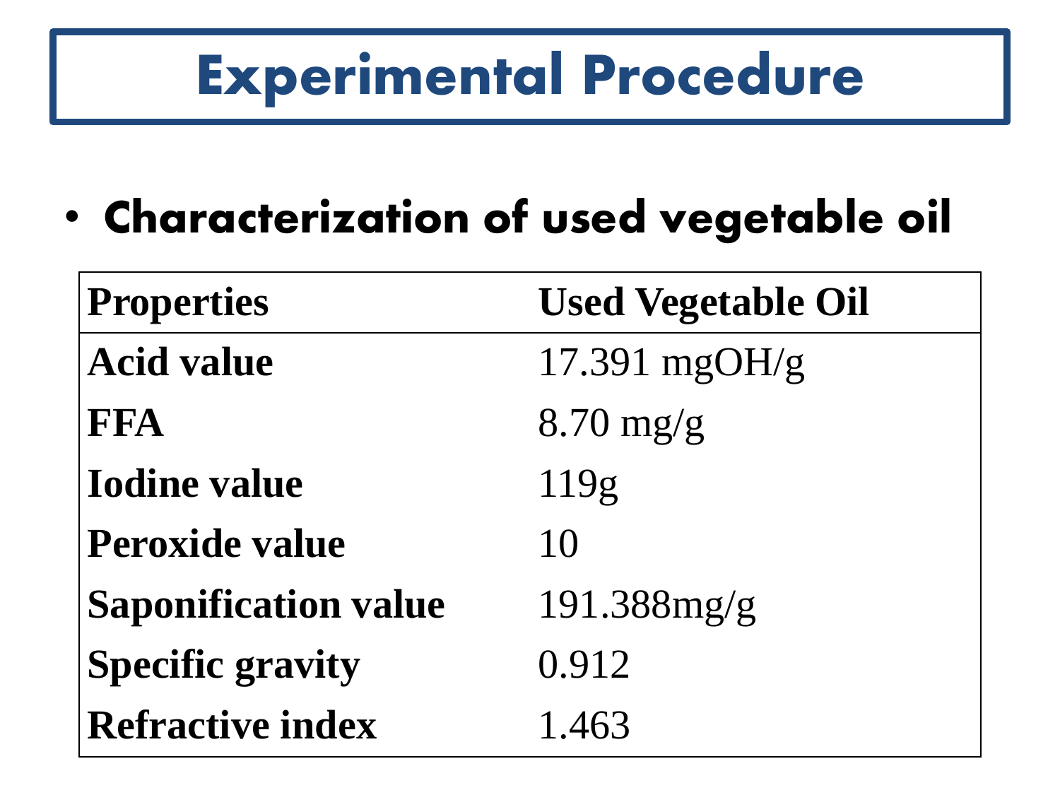# Experimental Procedure

- **Characterization of used vegetable oil**

| Properties | Used Vegetable Oil |
|---|---|
| **Acid value** | 17.391 mgOH/g |
| **FFA** | 8.70 mg/g |
| **Iodine value** | 119g |
| **Peroxide value** | 10 |
| **Saponification value** | 191.388mg/g |
| **Specific gravity** | 0.912 |
| **Refractive index** | 1.463 |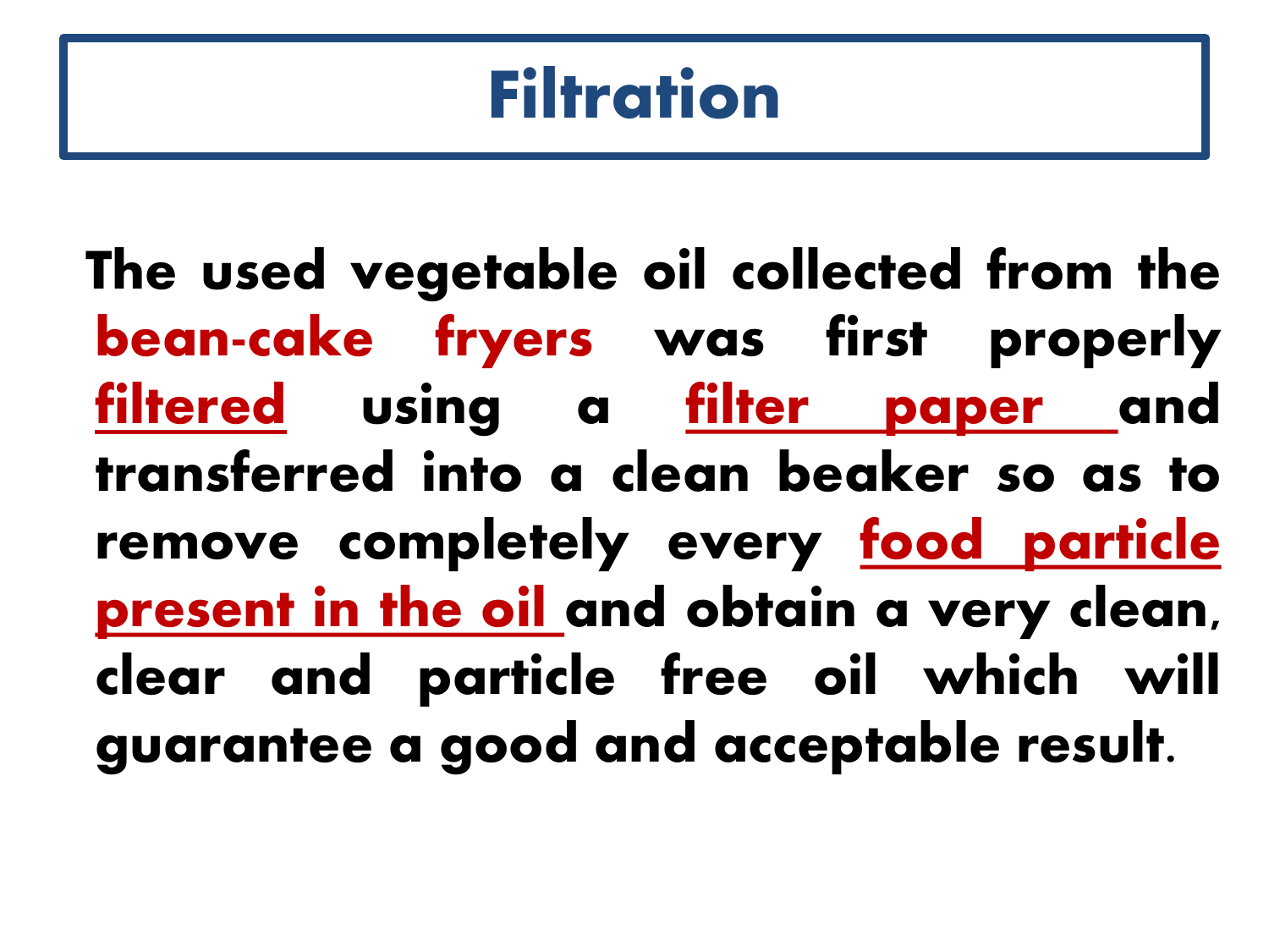# Filtration

The used vegetable oil collected from the bean-cake fryers was first properly filtered using a filter paper and transferred into a clean beaker so as to remove completely every food particle present in the oil and obtain a very clean, clear and particle free oil which will guarantee a good and acceptable result.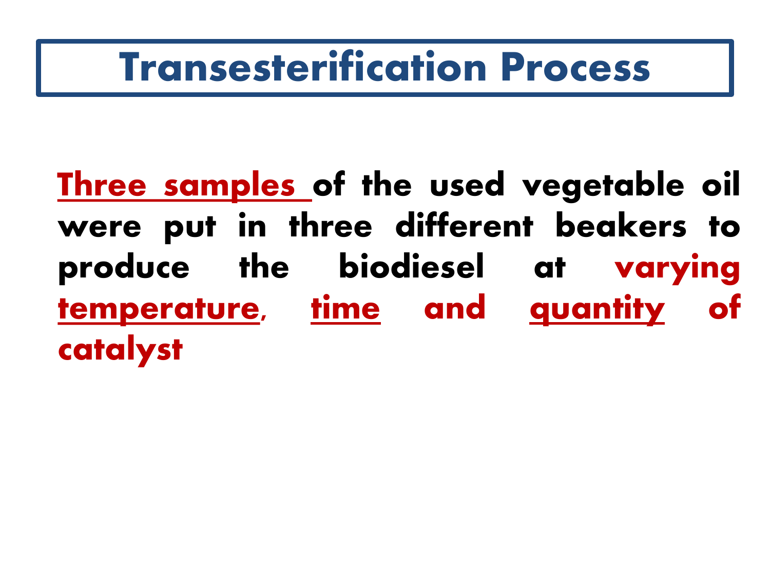# Transesterification Process

**Three samples of the used vegetable oil were put in three different beakers to produce the biodiesel at varying temperature, time and quantity of catalyst**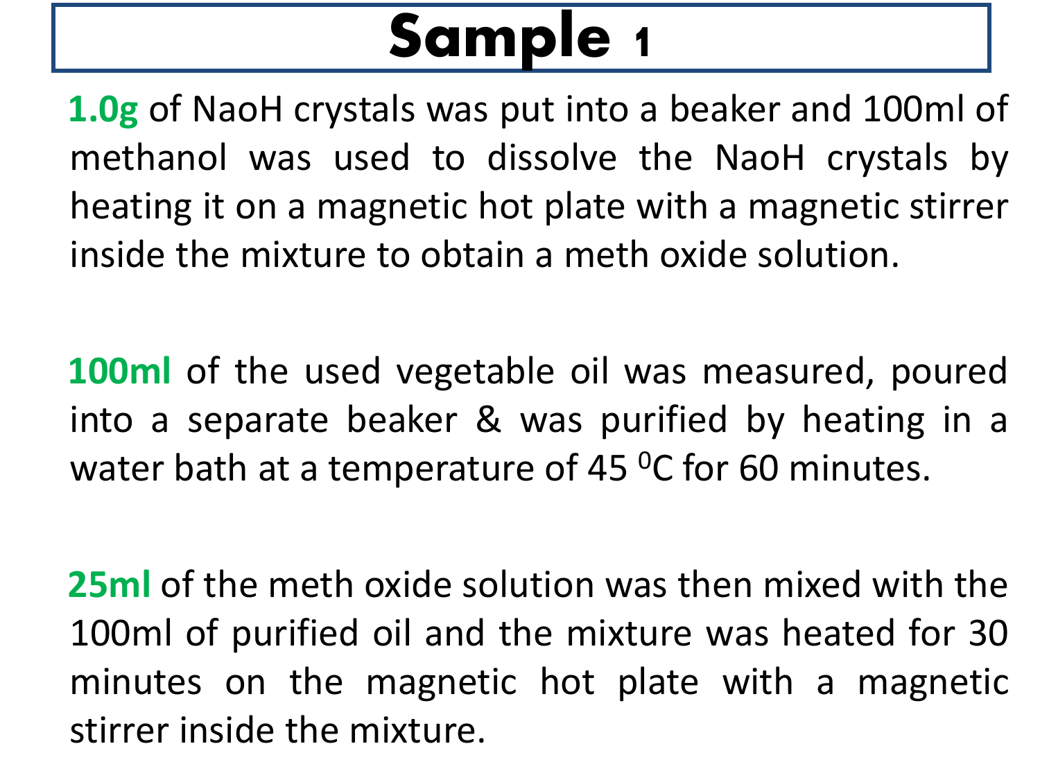# Sample 1

**1.0g** of NaoH crystals was put into a beaker and 100ml of methanol was used to dissolve the NaoH crystals by heating it on a magnetic hot plate with a magnetic stirrer inside the mixture to obtain a meth oxide solution.

**100ml** of the used vegetable oil was measured, poured into a separate beaker & was purified by heating in a water bath at a temperature of 45 $^{0}$C for 60 minutes.

**25ml** of the meth oxide solution was then mixed with the 100ml of purified oil and the mixture was heated for 30 minutes on the magnetic hot plate with a magnetic stirrer inside the mixture.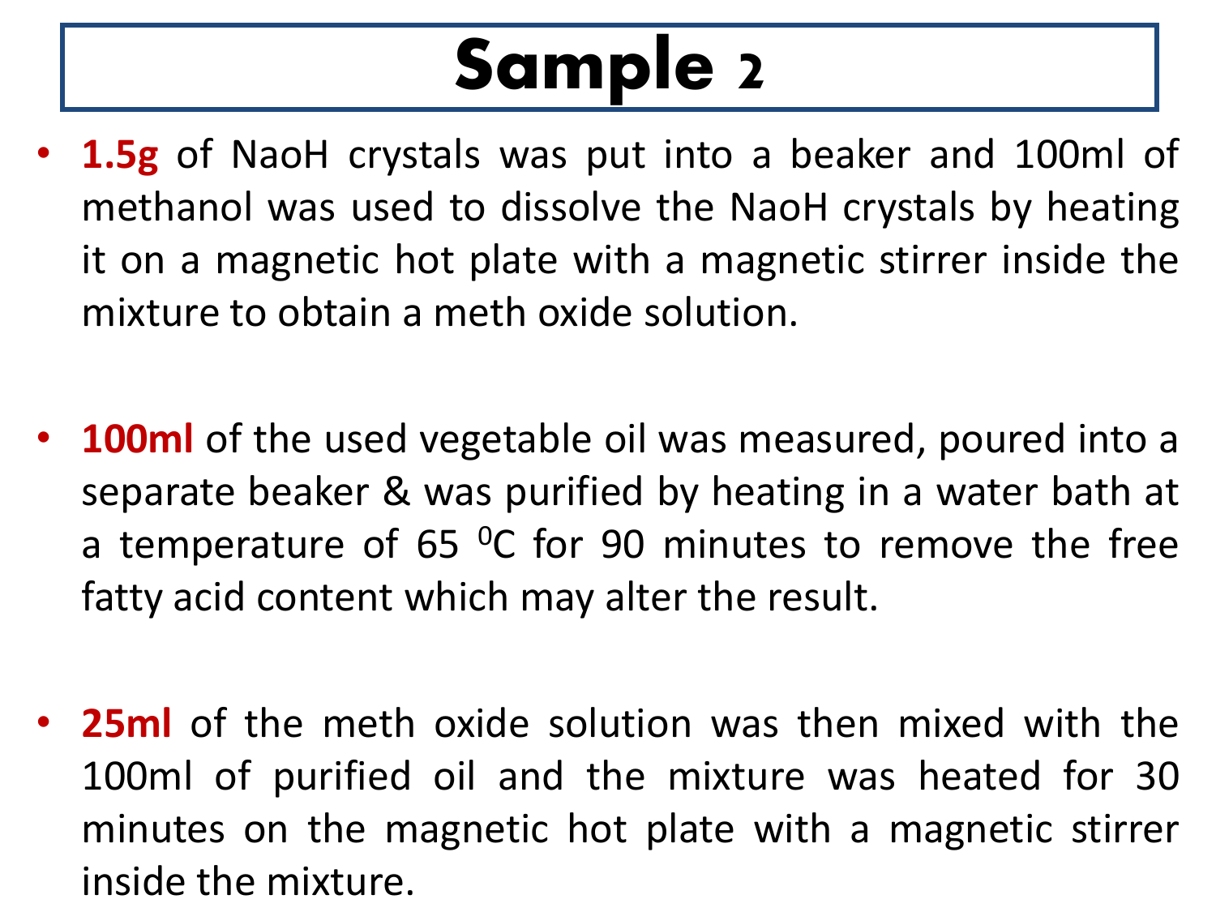# Sample 2

- **1.5g** of NaoH crystals was put into a beaker and 100ml of methanol was used to dissolve the NaoH crystals by heating it on a magnetic hot plate with a magnetic stirrer inside the mixture to obtain a meth oxide solution.

- **100ml** of the used vegetable oil was measured, poured into a separate beaker & was purified by heating in a water bath at a temperature of 65 $^{0}$C for 90 minutes to remove the free fatty acid content which may alter the result.

- **25ml** of the meth oxide solution was then mixed with the 100ml of purified oil and the mixture was heated for 30 minutes on the magnetic hot plate with a magnetic stirrer inside the mixture.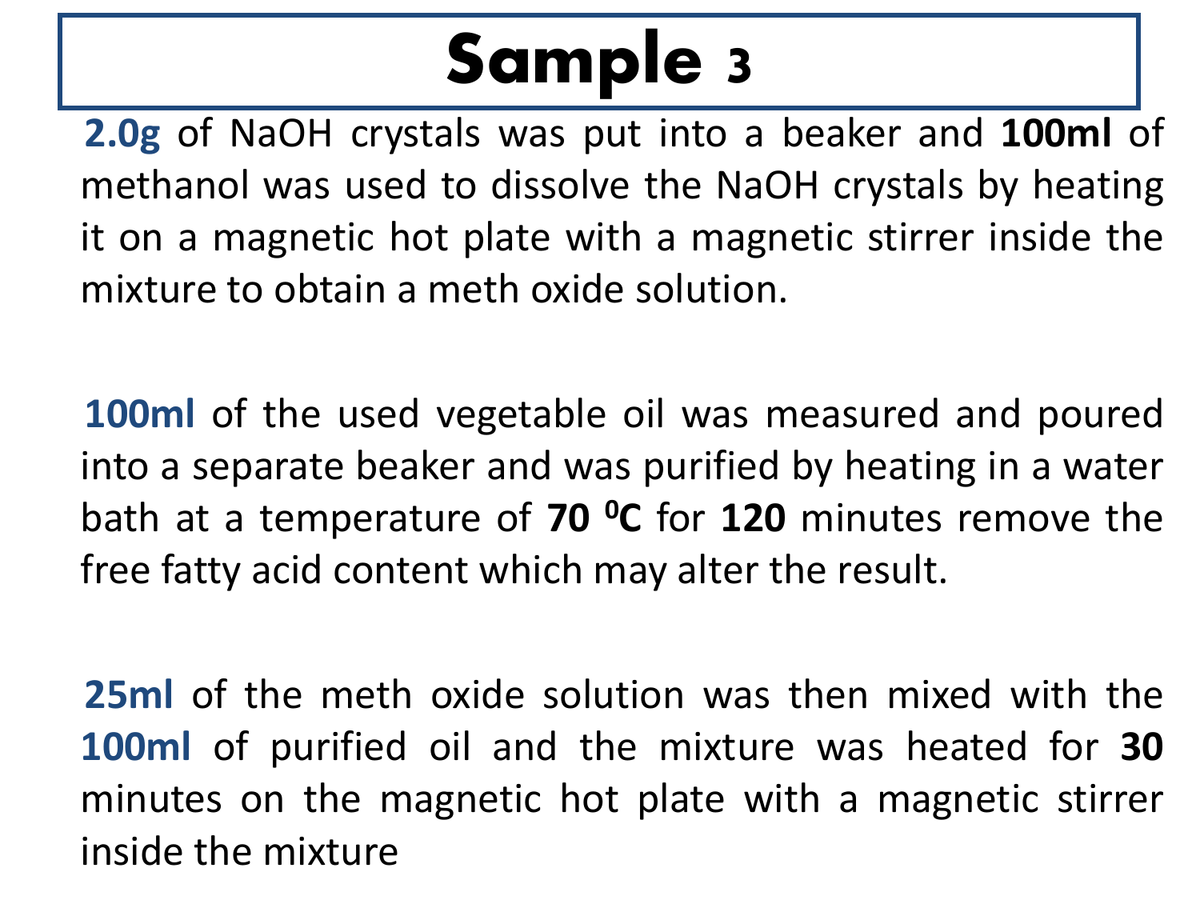# Sample 3

**2.0g** of NaOH crystals was put into a beaker and **100ml** of methanol was used to dissolve the NaOH crystals by heating it on a magnetic hot plate with a magnetic stirrer inside the mixture to obtain a meth oxide solution.

**100ml** of the used vegetable oil was measured and poured into a separate beaker and was purified by heating in a water bath at a temperature of **70 $^0$C** for **120** minutes remove the free fatty acid content which may alter the result.

**25ml** of the meth oxide solution was then mixed with the **100ml** of purified oil and the mixture was heated for **30** minutes on the magnetic hot plate with a magnetic stirrer inside the mixture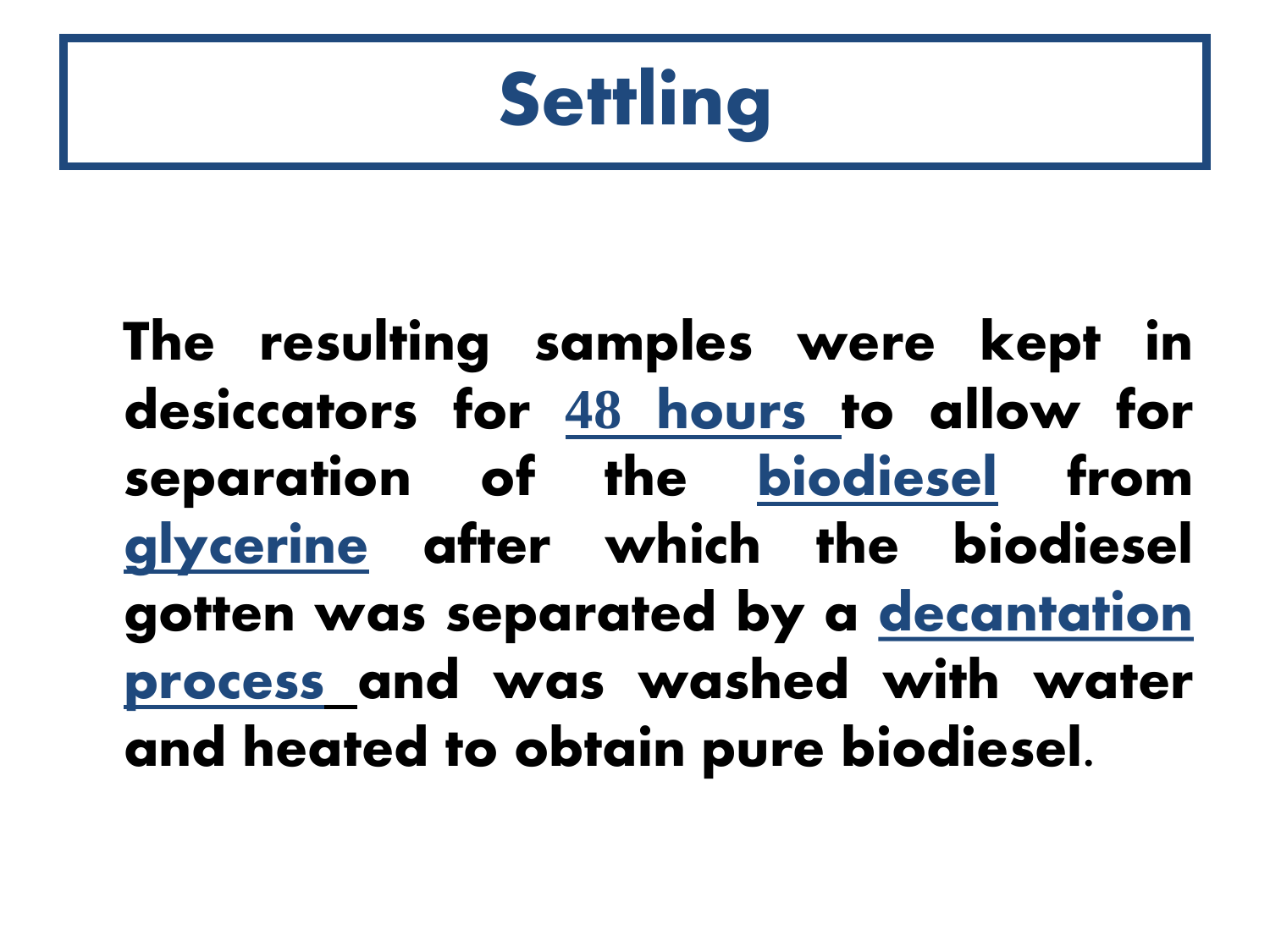# Settling

The resulting samples were kept in desiccators for 48 hours to allow for separation of the biodiesel from glycerine after which the biodiesel gotten was separated by a decantation process and was washed with water and heated to obtain pure biodiesel.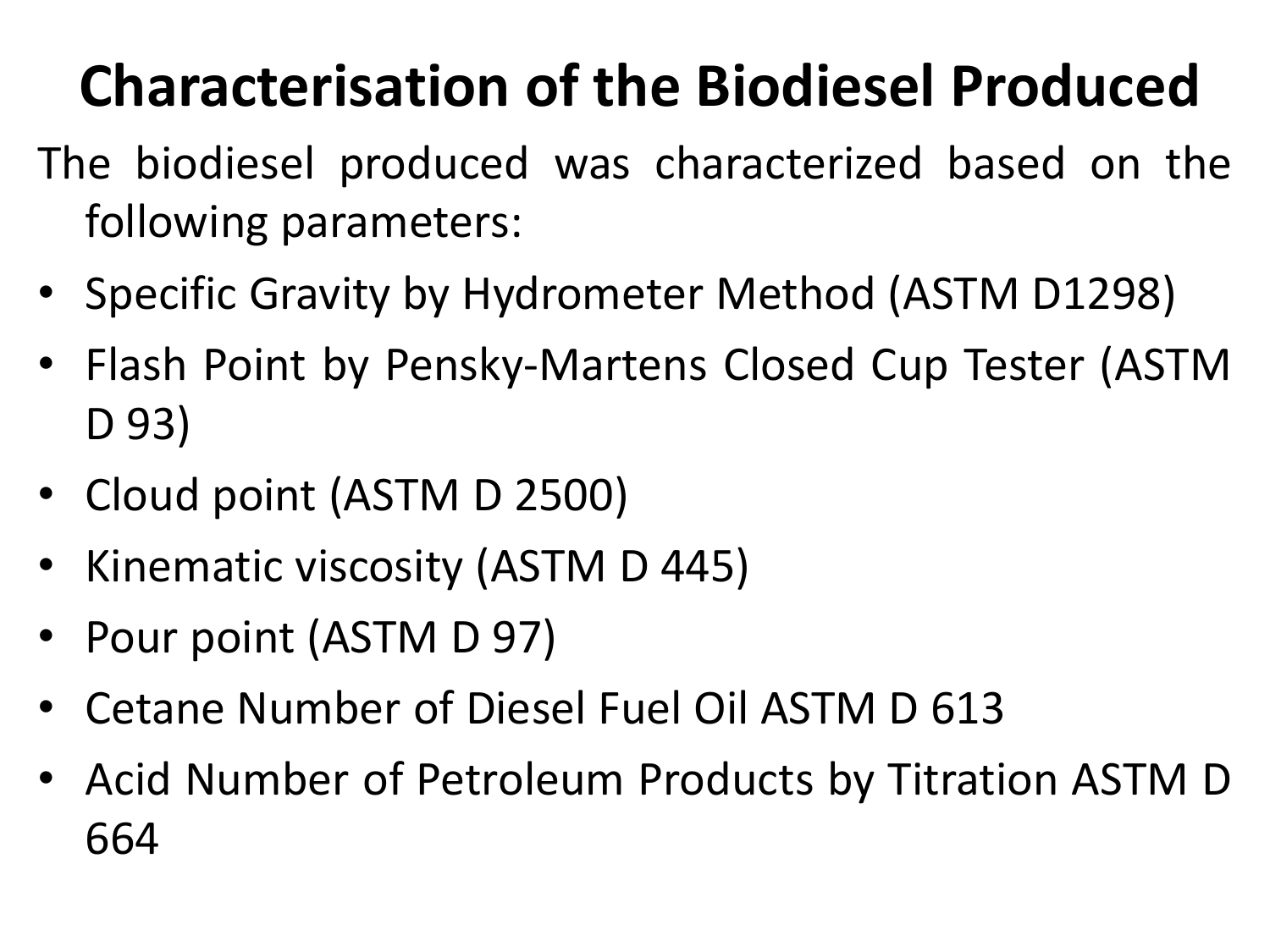# Characterisation of the Biodiesel Produced

The biodiesel produced was characterized based on the following parameters:

- Specific Gravity by Hydrometer Method (ASTM D1298)
- Flash Point by Pensky-Martens Closed Cup Tester (ASTM D 93)
- Cloud point (ASTM D 2500)
- Kinematic viscosity (ASTM D 445)
- Pour point (ASTM D 97)
- Cetane Number of Diesel Fuel Oil ASTM D 613
- Acid Number of Petroleum Products by Titration ASTM D 664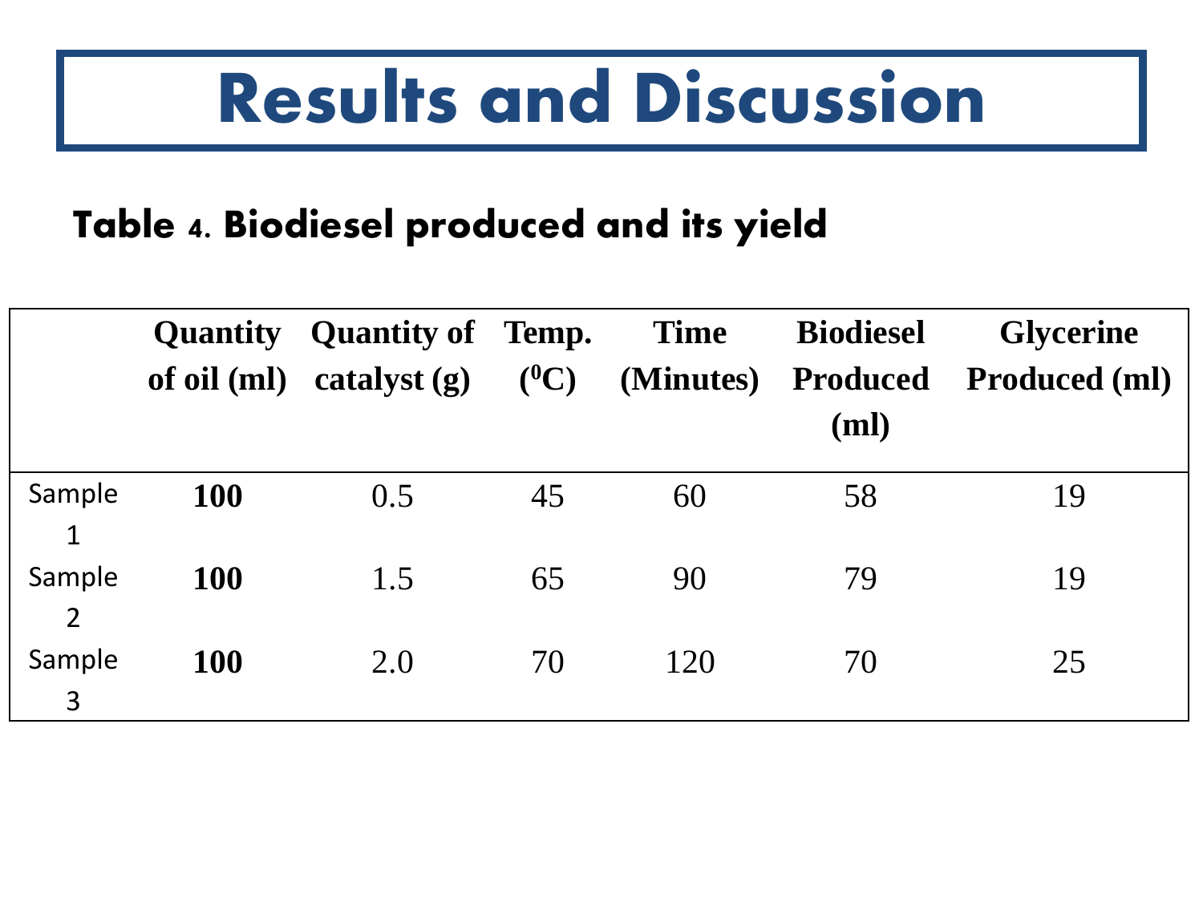# Results and Discussion

## Table 4. Biodiesel produced and its yield

| | Quantity of oil (ml) | Quantity of catalyst (g) | Temp. ($^0$C) | Time (Minutes) | Biodiesel Produced (ml) | Glycerine Produced (ml) |
|---|---|---|---|---|---|---|
| Sample 1 | **100** | 0.5 | 45 | 60 | 58 | 19 |
| Sample 2 | **100** | 1.5 | 65 | 90 | 79 | 19 |
| Sample 3 | **100** | 2.0 | 70 | 120 | 70 | 25 |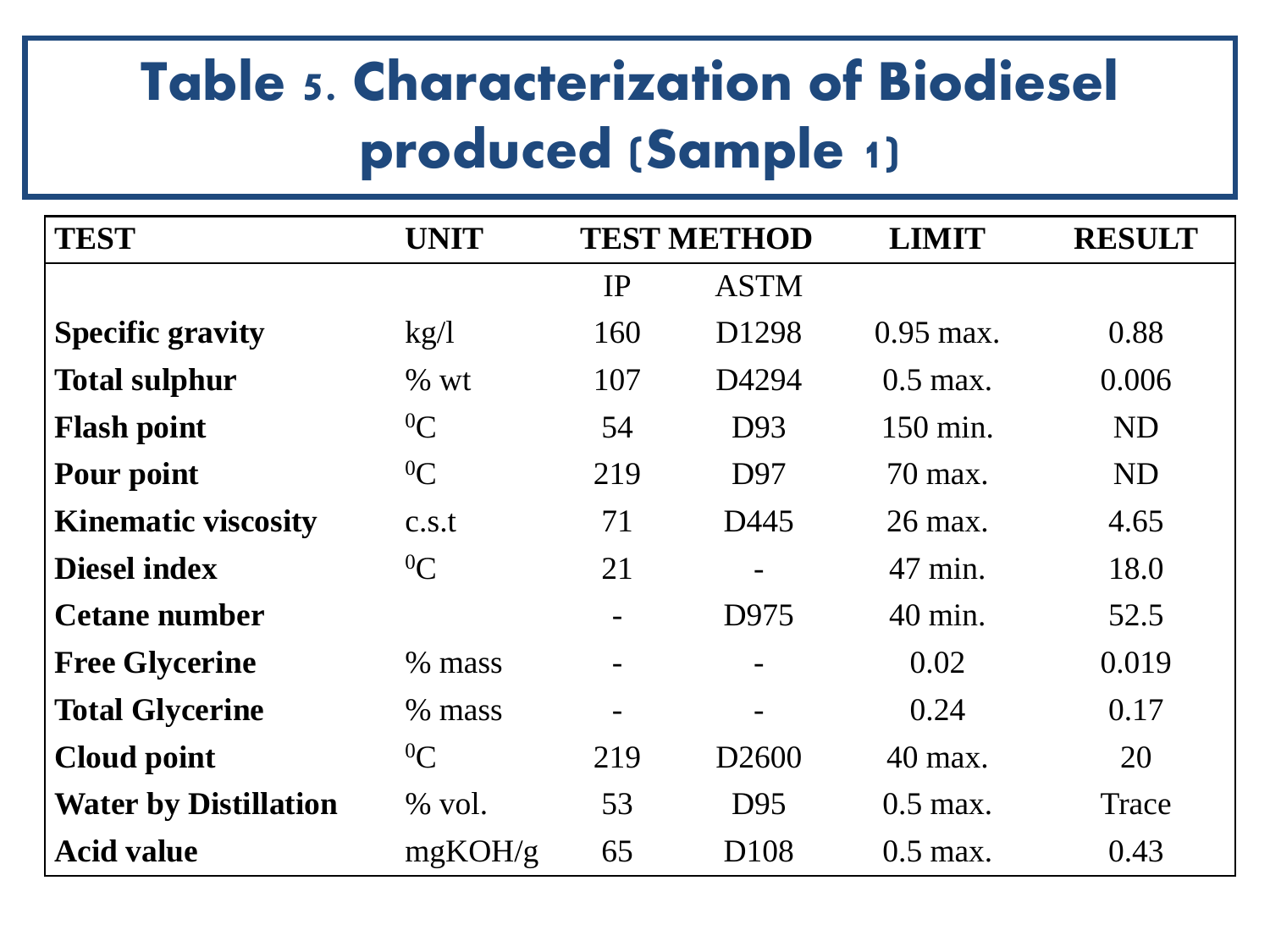# Table 5. Characterization of Biodiesel produced (Sample 1)

| TEST | UNIT | TEST METHOD | | LIMIT | RESULT |
|---|---|---|---|---|---|
| | | IP | ASTM | | |
| **Specific gravity** | kg/l | 160 | D1298 | 0.95 max. | 0.88 |
| **Total sulphur** | % wt | 107 | D4294 | 0.5 max. | 0.006 |
| **Flash point** | $^0$C | 54 | D93 | 150 min. | ND |
| **Pour point** | $^0$C | 219 | D97 | 70 max. | ND |
| **Kinematic viscosity** | c.s.t | 71 | D445 | 26 max. | 4.65 |
| **Diesel index** | $^0$C | 21 | - | 47 min. | 18.0 |
| **Cetane number** | | - | D975 | 40 min. | 52.5 |
| **Free Glycerine** | % mass | - | - | 0.02 | 0.019 |
| **Total Glycerine** | % mass | - | - | 0.24 | 0.17 |
| **Cloud point** | $^0$C | 219 | D2600 | 40 max. | 20 |
| **Water by Distillation** | % vol. | 53 | D95 | 0.5 max. | Trace |
| **Acid value** | mgKOH/g | 65 | D108 | 0.5 max. | 0.43 |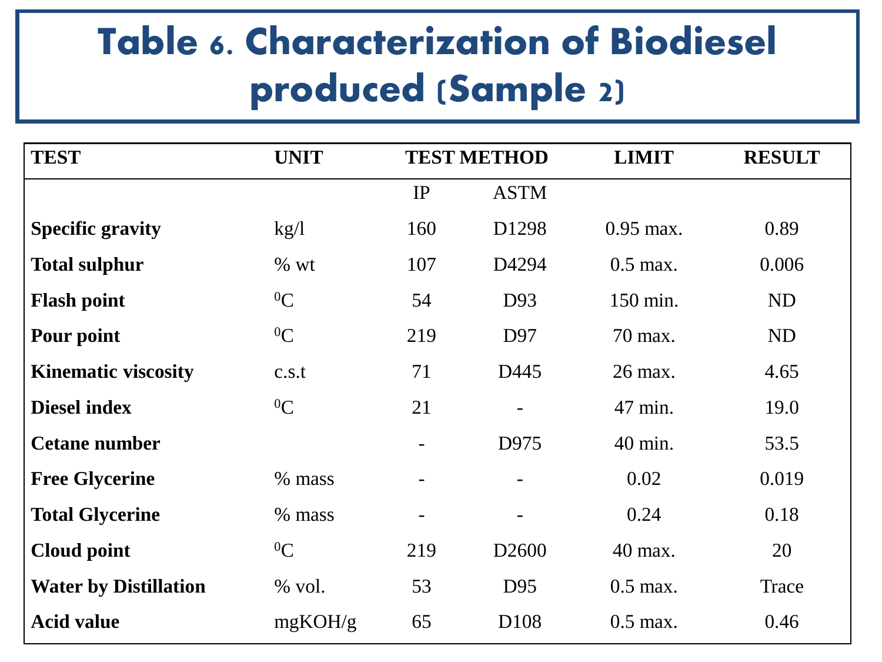# Table 6. Characterization of Biodiesel produced (Sample 2)

| TEST | UNIT | TEST METHOD | | LIMIT | RESULT |
|---|---|---|---|---|---|
| | | IP | ASTM | | |
| **Specific gravity** | kg/l | 160 | D1298 | 0.95 max. | 0.89 |
| **Total sulphur** | % wt | 107 | D4294 | 0.5 max. | 0.006 |
| **Flash point** | $^0$C | 54 | D93 | 150 min. | ND |
| **Pour point** | $^0$C | 219 | D97 | 70 max. | ND |
| **Kinematic viscosity** | c.s.t | 71 | D445 | 26 max. | 4.65 |
| **Diesel index** | $^0$C | 21 | - | 47 min. | 19.0 |
| **Cetane number** | | - | D975 | 40 min. | 53.5 |
| **Free Glycerine** | % mass | - | - | 0.02 | 0.019 |
| **Total Glycerine** | % mass | - | - | 0.24 | 0.18 |
| **Cloud point** | $^0$C | 219 | D2600 | 40 max. | 20 |
| **Water by Distillation** | % vol. | 53 | D95 | 0.5 max. | Trace |
| **Acid value** | mgKOH/g | 65 | D108 | 0.5 max. | 0.46 |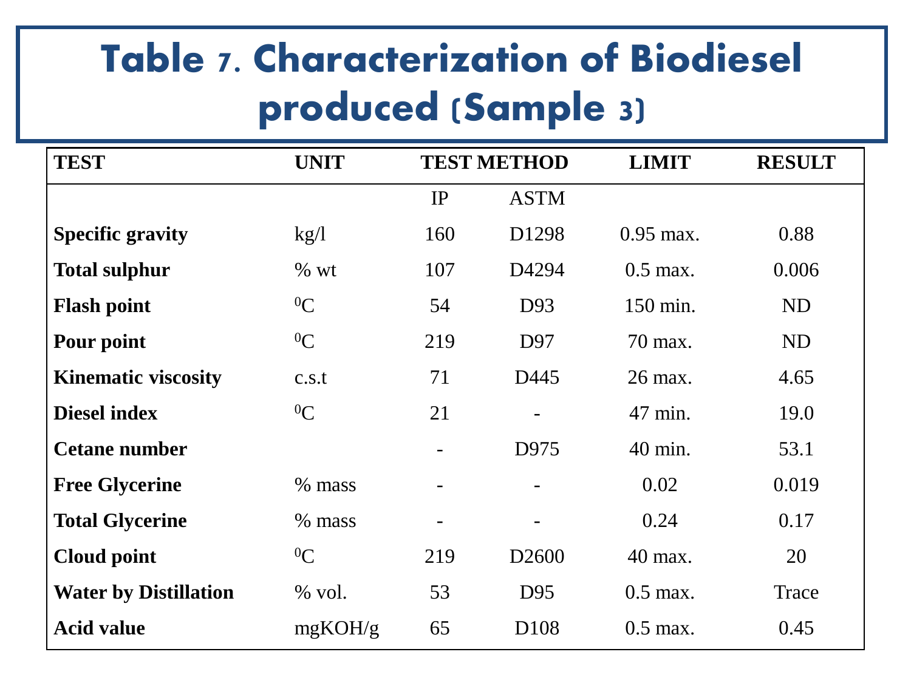# Table 7. Characterization of Biodiesel produced (Sample 3)

| TEST | UNIT | TEST METHOD | | LIMIT | RESULT |
|---|---|---|---|---|---|
| | | IP | ASTM | | |
| **Specific gravity** | kg/l | 160 | D1298 | 0.95 max. | 0.88 |
| **Total sulphur** | % wt | 107 | D4294 | 0.5 max. | 0.006 |
| **Flash point** | $^0$C | 54 | D93 | 150 min. | ND |
| **Pour point** | $^0$C | 219 | D97 | 70 max. | ND |
| **Kinematic viscosity** | c.s.t | 71 | D445 | 26 max. | 4.65 |
| **Diesel index** | $^0$C | 21 | - | 47 min. | 19.0 |
| **Cetane number** | | - | D975 | 40 min. | 53.1 |
| **Free Glycerine** | % mass | - | - | 0.02 | 0.019 |
| **Total Glycerine** | % mass | - | - | 0.24 | 0.17 |
| **Cloud point** | $^0$C | 219 | D2600 | 40 max. | 20 |
| **Water by Distillation** | % vol. | 53 | D95 | 0.5 max. | Trace |
| **Acid value** | mgKOH/g | 65 | D108 | 0.5 max. | 0.45 |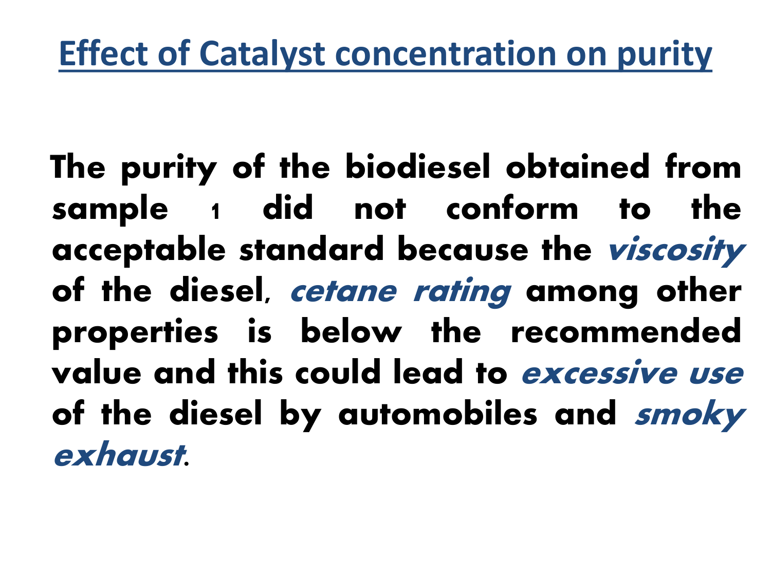# Effect of Catalyst concentration on purity

**The purity of the biodiesel obtained from sample 1 did not conform to the acceptable standard because the *viscosity* of the diesel, *cetane rating* among other properties is below the recommended value and this could lead to *excessive use* of the diesel by automobiles and *smoky exhaust*.**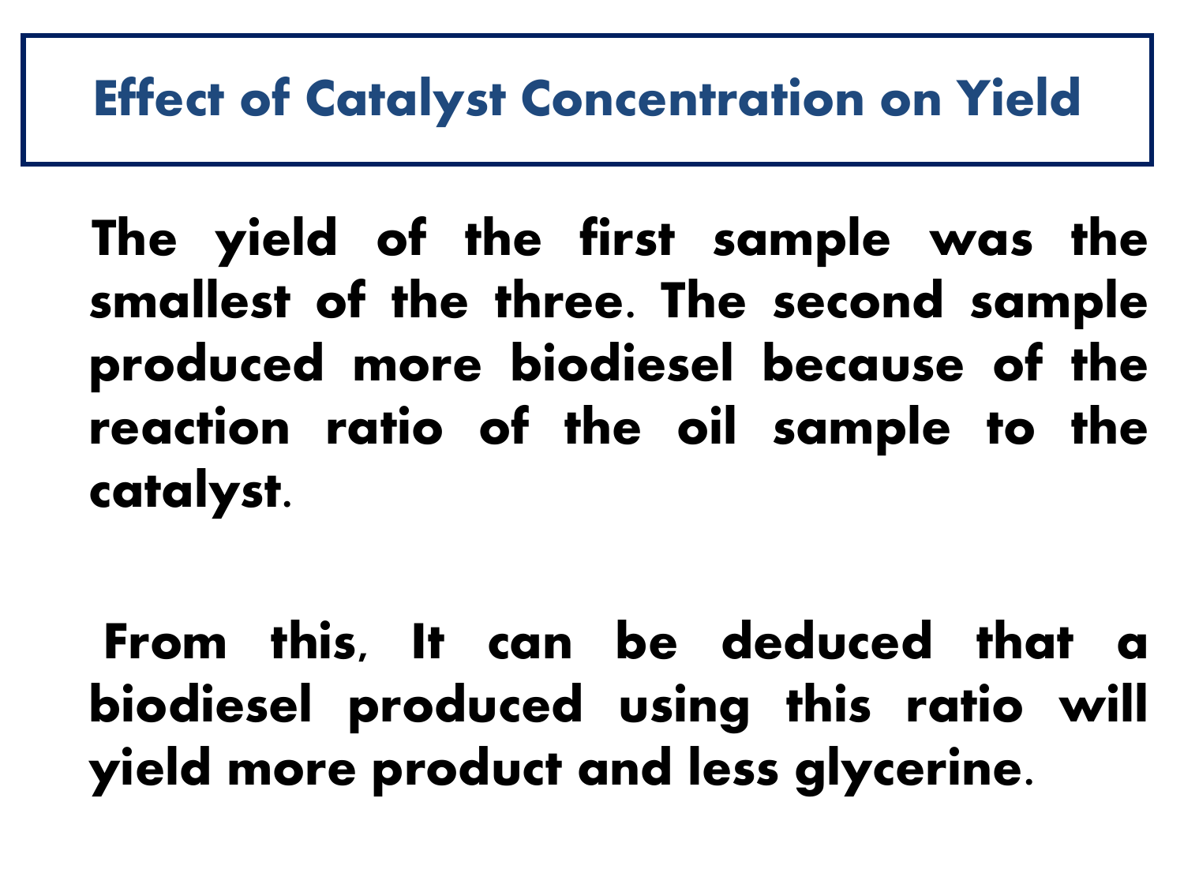# Effect of Catalyst Concentration on Yield

**The yield of the first sample was the smallest of the three. The second sample produced more biodiesel because of the reaction ratio of the oil sample to the catalyst.**

**From this, It can be deduced that a biodiesel produced using this ratio will yield more product and less glycerine.**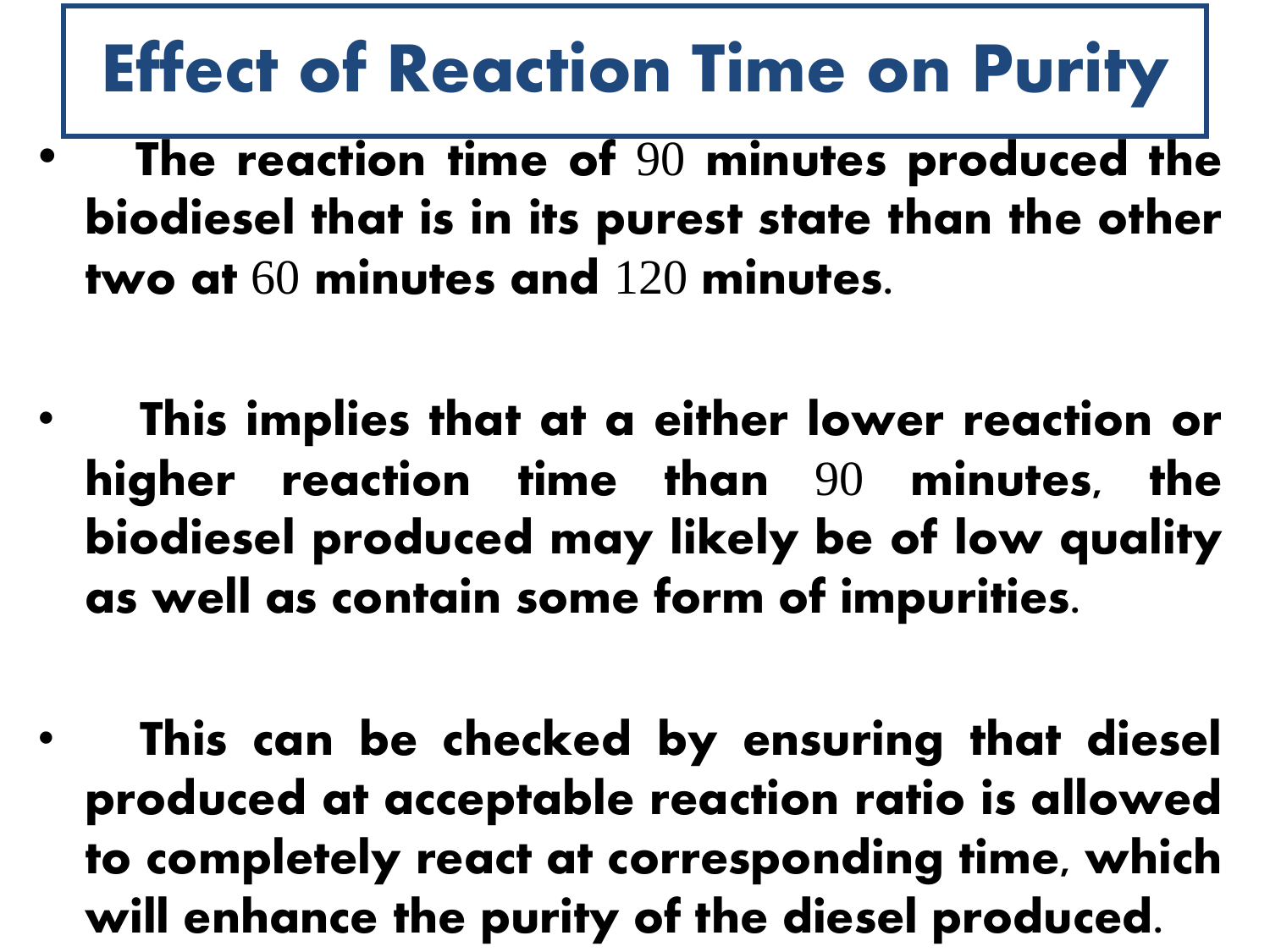# Effect of Reaction Time on Purity

- **The reaction time of 90 minutes produced the biodiesel that is in its purest state than the other two at 60 minutes and 120 minutes.**

- **This implies that at a either lower reaction or higher reaction time than 90 minutes, the biodiesel produced may likely be of low quality as well as contain some form of impurities.**

- **This can be checked by ensuring that diesel produced at acceptable reaction ratio is allowed to completely react at corresponding time, which will enhance the purity of the diesel produced.**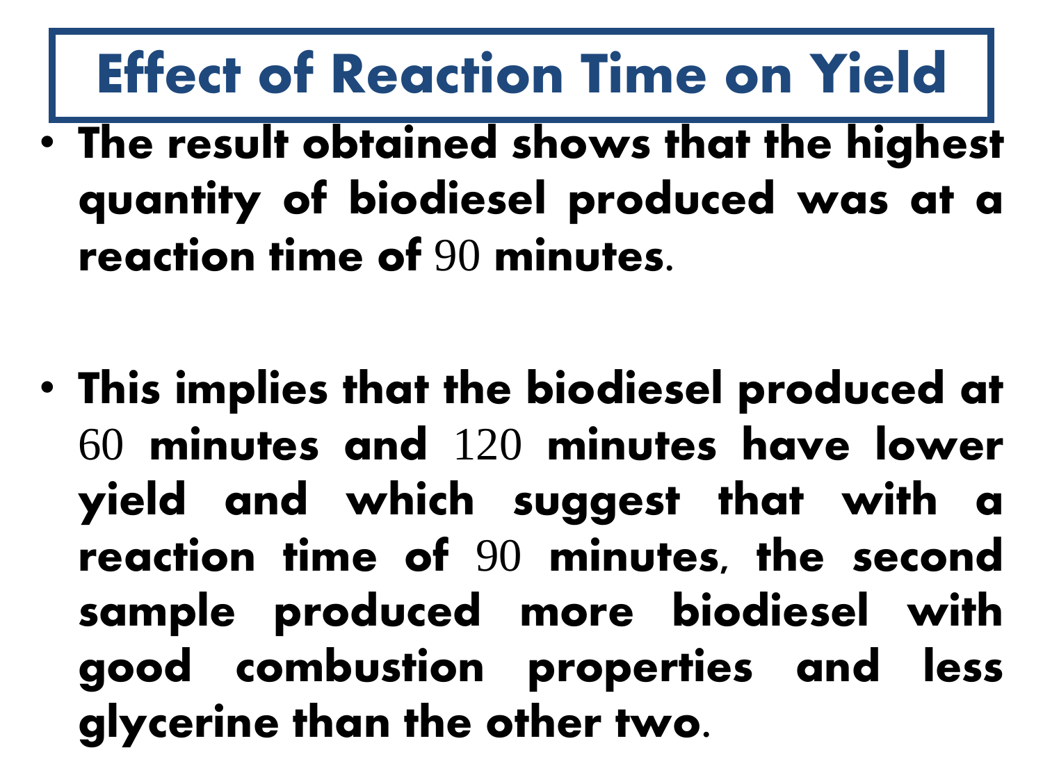# Effect of Reaction Time on Yield

- **The result obtained shows that the highest quantity of biodiesel produced was at a reaction time of 90 minutes.**

- **This implies that the biodiesel produced at 60 minutes and 120 minutes have lower yield and which suggest that with a reaction time of 90 minutes, the second sample produced more biodiesel with good combustion properties and less glycerine than the other two.**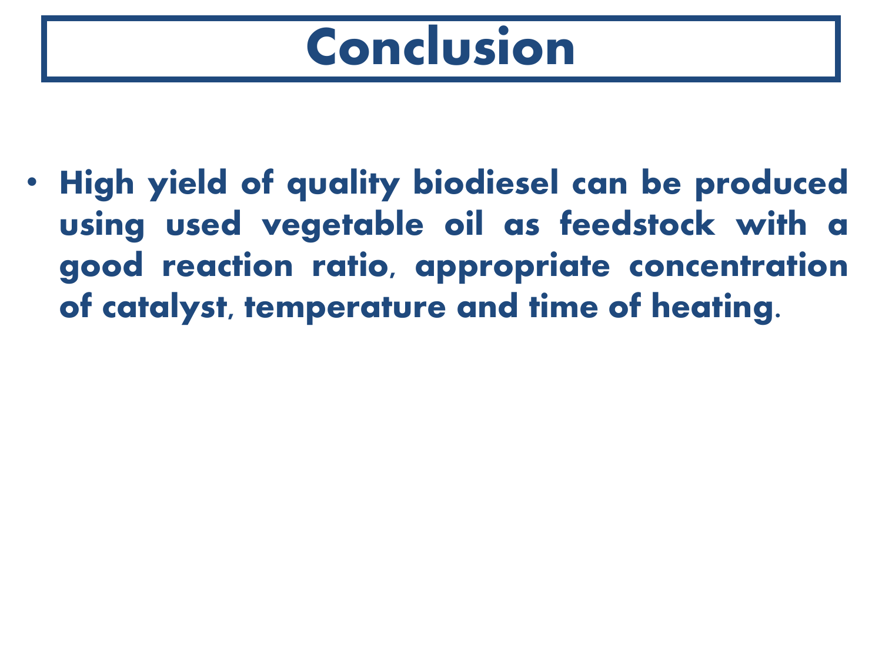# Conclusion

- **High yield of quality biodiesel can be produced using used vegetable oil as feedstock with a good reaction ratio, appropriate concentration of catalyst, temperature and time of heating.**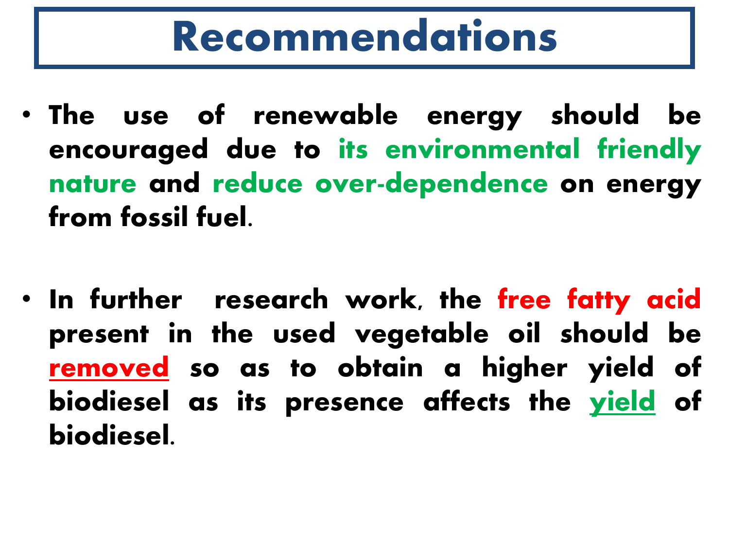# Recommendations

- **The use of renewable energy should be encouraged due to its environmental friendly nature and reduce over-dependence on energy from fossil fuel.**

- **In further research work, the free fatty acid present in the used vegetable oil should be removed so as to obtain a higher yield of biodiesel as its presence affects the yield of biodiesel.**